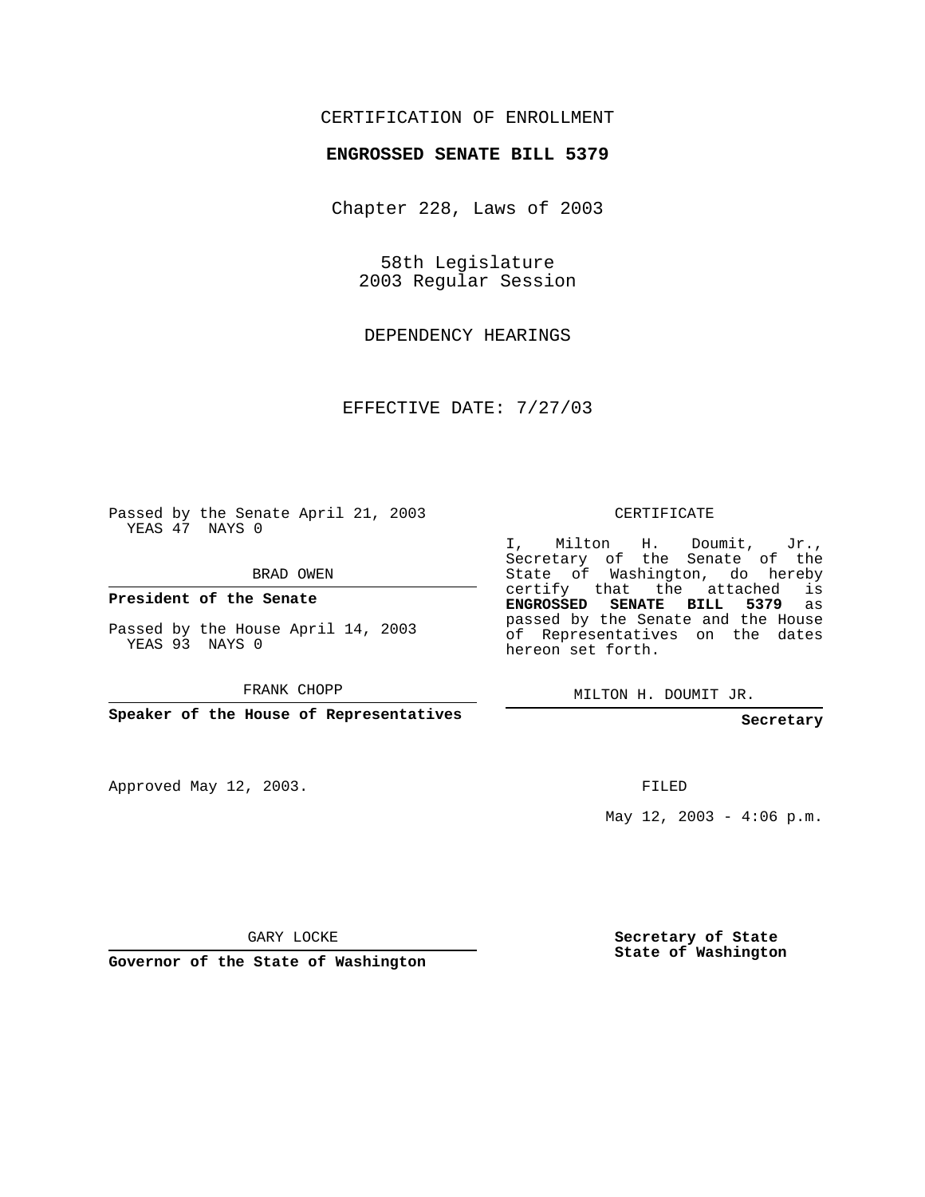CERTIFICATION OF ENROLLMENT

**ENGROSSED SENATE BILL 5379**

Chapter 228, Laws of 2003

58th Legislature
2003 Regular Session

DEPENDENCY HEARINGS

EFFECTIVE DATE: 7/27/03

Passed by the Senate April 21, 2003
YEAS 47 NAYS 0

BRAD OWEN

**President of the Senate**

Passed by the House April 14, 2003
YEAS 93 NAYS 0

FRANK CHOPP

**Speaker of the House of Representatives**

CERTIFICATE

I, Milton H. Doumit, Jr., Secretary of the Senate of the State of Washington, do hereby certify that the attached is **ENGROSSED SENATE BILL 5379** as passed by the Senate and the House of Representatives on the dates hereon set forth.

MILTON H. DOUMIT JR.

**Secretary**

Approved May 12, 2003.

FILED

May 12, 2003 - 4:06 p.m.

GARY LOCKE

**Governor of the State of Washington**

**Secretary of State**
**State of Washington**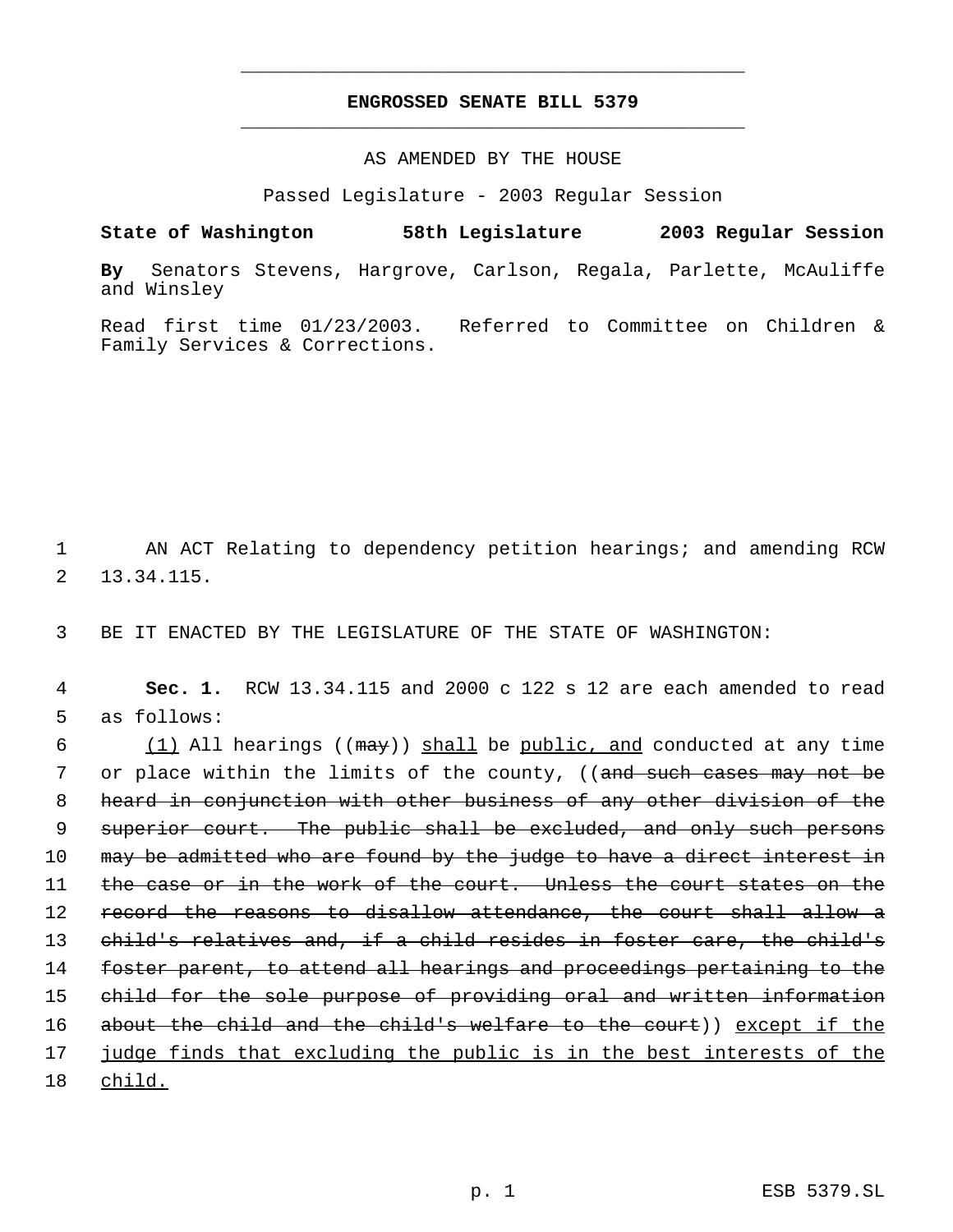# ENGROSSED SENATE BILL 5379

AS AMENDED BY THE HOUSE

Passed Legislature - 2003 Regular Session

**State of Washington 58th Legislature 2003 Regular Session**

**By** Senators Stevens, Hargrove, Carlson, Regala, Parlette, McAuliffe and Winsley

Read first time 01/23/2003. Referred to Committee on Children & Family Services & Corrections.

AN ACT Relating to dependency petition hearings; and amending RCW 13.34.115.

BE IT ENACTED BY THE LEGISLATURE OF THE STATE OF WASHINGTON:

**Sec. 1.** RCW 13.34.115 and 2000 c 122 s 12 are each amended to read as follows:

<u>(1)</u> All hearings ((~~may~~)) <u>shall</u> be <u>public, and</u> conducted at any time or place within the limits of the county, ((~~and such cases may not be heard in conjunction with other business of any other division of the superior court. The public shall be excluded, and only such persons may be admitted who are found by the judge to have a direct interest in the case or in the work of the court. Unless the court states on the record the reasons to disallow attendance, the court shall allow a child's relatives and, if a child resides in foster care, the child's foster parent, to attend all hearings and proceedings pertaining to the child for the sole purpose of providing oral and written information about the child and the child's welfare to the court~~)) <u>except if the judge finds that excluding the public is in the best interests of the child.</u>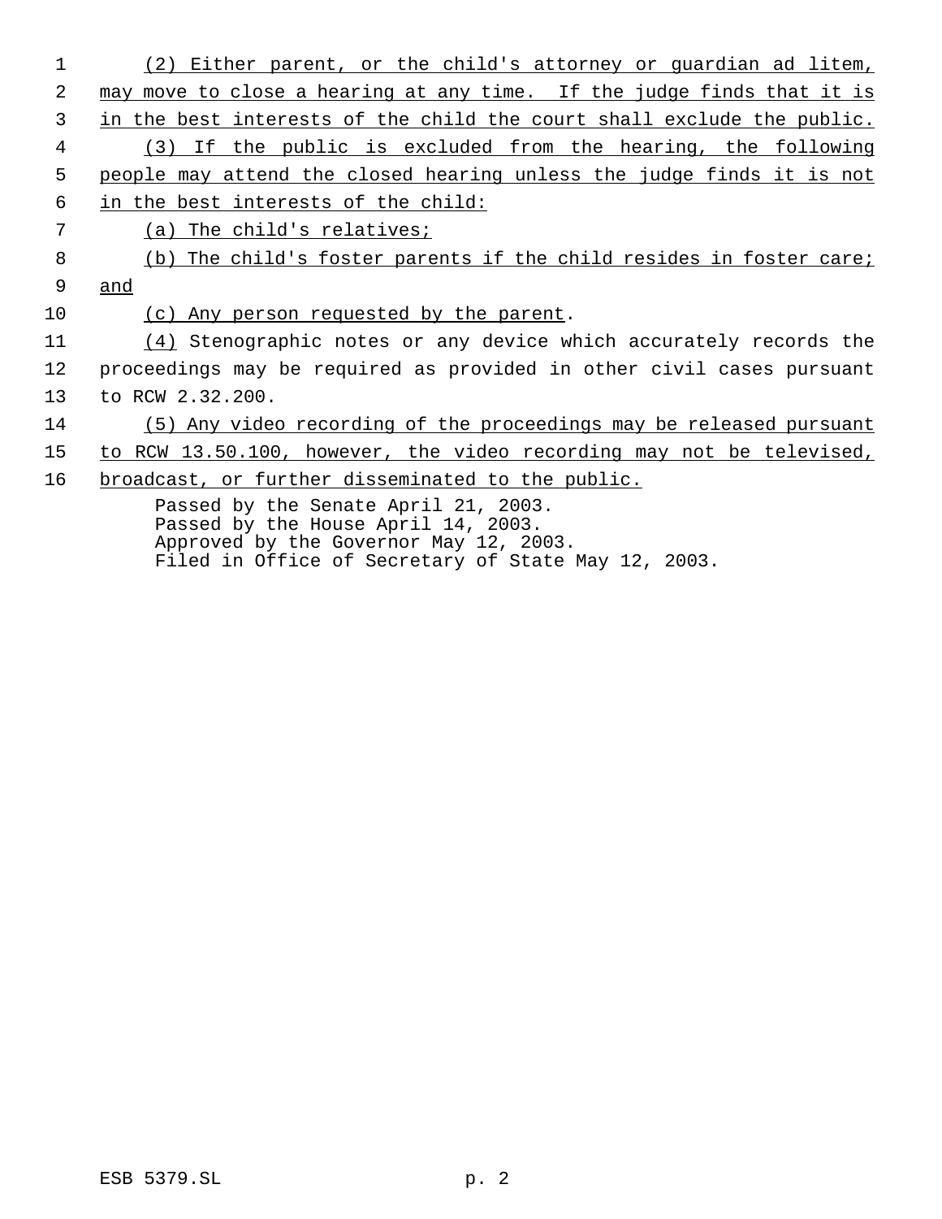(2) Either parent, or the child's attorney or guardian ad litem, may move to close a hearing at any time. If the judge finds that it is in the best interests of the child the court shall exclude the public.

(3) If the public is excluded from the hearing, the following people may attend the closed hearing unless the judge finds it is not in the best interests of the child:

(a) The child's relatives;

(b) The child's foster parents if the child resides in foster care; and

(c) Any person requested by the parent.

(4) Stenographic notes or any device which accurately records the proceedings may be required as provided in other civil cases pursuant to RCW 2.32.200.

(5) Any video recording of the proceedings may be released pursuant to RCW 13.50.100, however, the video recording may not be televised, broadcast, or further disseminated to the public.

Passed by the Senate April 21, 2003.
Passed by the House April 14, 2003.
Approved by the Governor May 12, 2003.
Filed in Office of Secretary of State May 12, 2003.